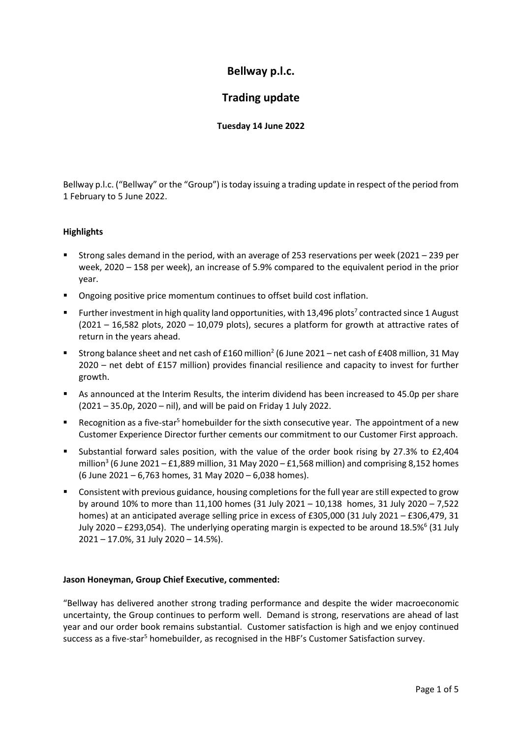# Bellway p.l.c.

## Trading update

**Tuesday 14 June 2022**

Bellway p.l.c. ("Bellway" or the "Group") is today issuing a trading update in respect of the period from 1 February to 5 June 2022.

### Highlights

- Strong sales demand in the period, with an average of 253 reservations per week (2021 – 239 per week, 2020 – 158 per week), an increase of 5.9% compared to the equivalent period in the prior year.
- Ongoing positive price momentum continues to offset build cost inflation.
- Further investment in high quality land opportunities, with 13,496 plots[7] contracted since 1 August (2021 – 16,582 plots, 2020 – 10,079 plots), secures a platform for growth at attractive rates of return in the years ahead.
- Strong balance sheet and net cash of £160 million[2] (6 June 2021 – net cash of £408 million, 31 May 2020 – net debt of £157 million) provides financial resilience and capacity to invest for further growth.
- As announced at the Interim Results, the interim dividend has been increased to 45.0p per share (2021 – 35.0p, 2020 – nil), and will be paid on Friday 1 July 2022.
- Recognition as a five-star[5] homebuilder for the sixth consecutive year. The appointment of a new Customer Experience Director further cements our commitment to our Customer First approach.
- Substantial forward sales position, with the value of the order book rising by 27.3% to £2,404 million[3] (6 June 2021 – £1,889 million, 31 May 2020 – £1,568 million) and comprising 8,152 homes (6 June 2021 – 6,763 homes, 31 May 2020 – 6,038 homes).
- Consistent with previous guidance, housing completions for the full year are still expected to grow by around 10% to more than 11,100 homes (31 July 2021 – 10,138 homes, 31 July 2020 – 7,522 homes) at an anticipated average selling price in excess of £305,000 (31 July 2021 – £306,479, 31 July 2020 – £293,054). The underlying operating margin is expected to be around 18.5%[6] (31 July 2021 – 17.0%, 31 July 2020 – 14.5%).

**Jason Honeyman, Group Chief Executive, commented:**

"Bellway has delivered another strong trading performance and despite the wider macroeconomic uncertainty, the Group continues to perform well. Demand is strong, reservations are ahead of last year and our order book remains substantial. Customer satisfaction is high and we enjoy continued success as a five-star[5] homebuilder, as recognised in the HBF's Customer Satisfaction survey.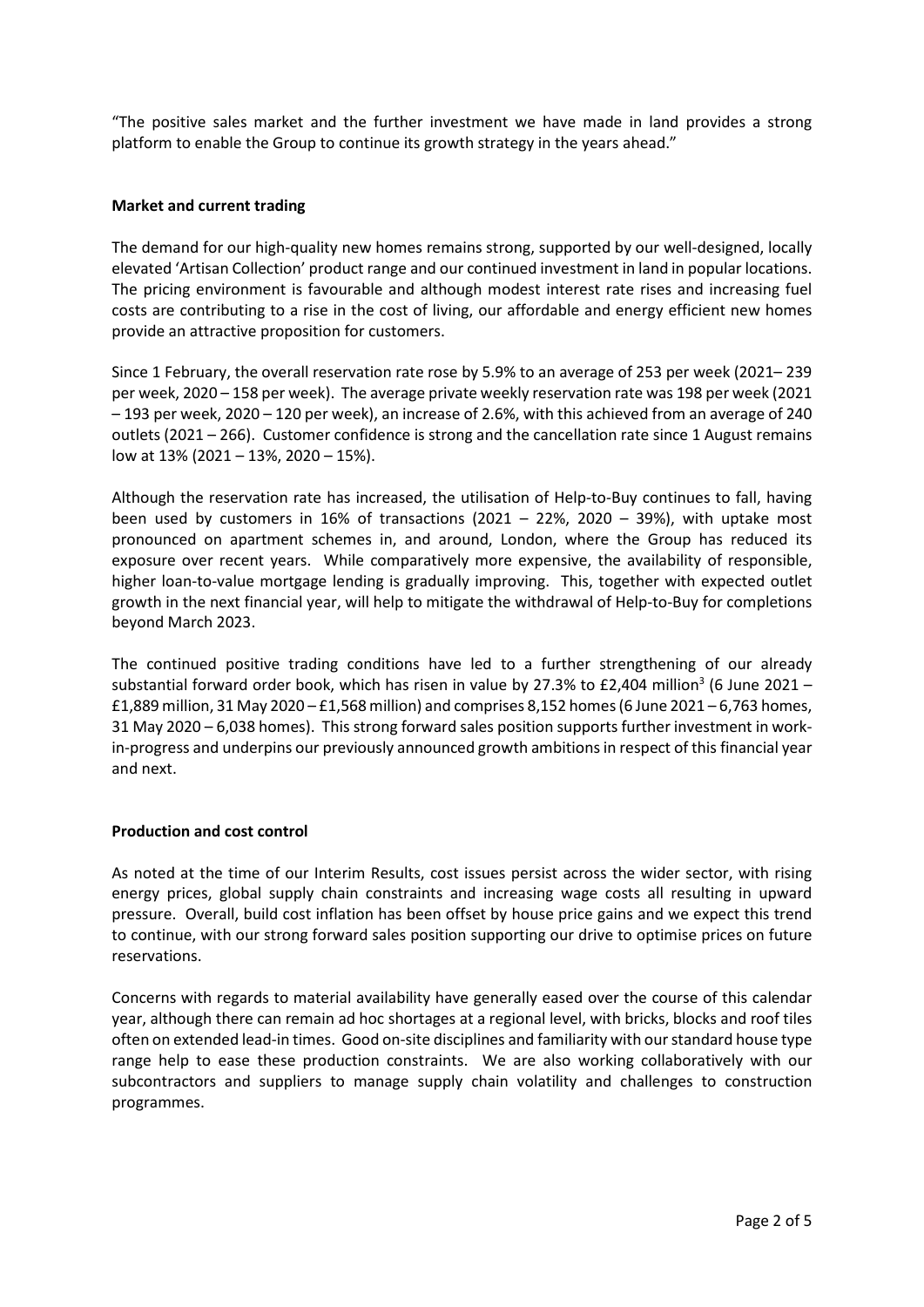"The positive sales market and the further investment we have made in land provides a strong platform to enable the Group to continue its growth strategy in the years ahead."

**Market and current trading**

The demand for our high-quality new homes remains strong, supported by our well-designed, locally elevated 'Artisan Collection' product range and our continued investment in land in popular locations. The pricing environment is favourable and although modest interest rate rises and increasing fuel costs are contributing to a rise in the cost of living, our affordable and energy efficient new homes provide an attractive proposition for customers.

Since 1 February, the overall reservation rate rose by 5.9% to an average of 253 per week (2021– 239 per week, 2020 – 158 per week). The average private weekly reservation rate was 198 per week (2021 – 193 per week, 2020 – 120 per week), an increase of 2.6%, with this achieved from an average of 240 outlets (2021 – 266). Customer confidence is strong and the cancellation rate since 1 August remains low at 13% (2021 – 13%, 2020 – 15%).

Although the reservation rate has increased, the utilisation of Help-to-Buy continues to fall, having been used by customers in 16% of transactions (2021 – 22%, 2020 – 39%), with uptake most pronounced on apartment schemes in, and around, London, where the Group has reduced its exposure over recent years. While comparatively more expensive, the availability of responsible, higher loan-to-value mortgage lending is gradually improving. This, together with expected outlet growth in the next financial year, will help to mitigate the withdrawal of Help-to-Buy for completions beyond March 2023.

The continued positive trading conditions have led to a further strengthening of our already substantial forward order book, which has risen in value by 27.3% to £2,404 million[3] (6 June 2021 – £1,889 million, 31 May 2020 – £1,568 million) and comprises 8,152 homes (6 June 2021 – 6,763 homes, 31 May 2020 – 6,038 homes). This strong forward sales position supports further investment in work-in-progress and underpins our previously announced growth ambitions in respect of this financial year and next.

**Production and cost control**

As noted at the time of our Interim Results, cost issues persist across the wider sector, with rising energy prices, global supply chain constraints and increasing wage costs all resulting in upward pressure. Overall, build cost inflation has been offset by house price gains and we expect this trend to continue, with our strong forward sales position supporting our drive to optimise prices on future reservations.

Concerns with regards to material availability have generally eased over the course of this calendar year, although there can remain ad hoc shortages at a regional level, with bricks, blocks and roof tiles often on extended lead-in times. Good on-site disciplines and familiarity with our standard house type range help to ease these production constraints. We are also working collaboratively with our subcontractors and suppliers to manage supply chain volatility and challenges to construction programmes.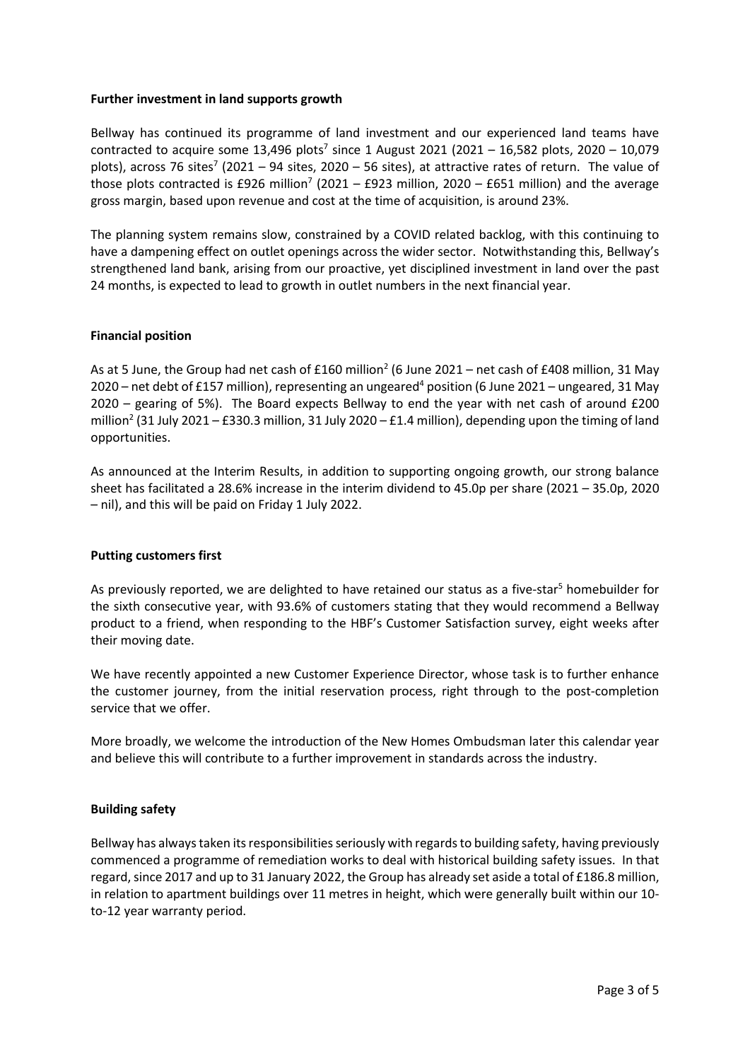**Further investment in land supports growth**

Bellway has continued its programme of land investment and our experienced land teams have contracted to acquire some 13,496 plots[7] since 1 August 2021 (2021 – 16,582 plots, 2020 – 10,079 plots), across 76 sites[7] (2021 – 94 sites, 2020 – 56 sites), at attractive rates of return. The value of those plots contracted is £926 million[7] (2021 – £923 million, 2020 – £651 million) and the average gross margin, based upon revenue and cost at the time of acquisition, is around 23%.

The planning system remains slow, constrained by a COVID related backlog, with this continuing to have a dampening effect on outlet openings across the wider sector. Notwithstanding this, Bellway's strengthened land bank, arising from our proactive, yet disciplined investment in land over the past 24 months, is expected to lead to growth in outlet numbers in the next financial year.

**Financial position**

As at 5 June, the Group had net cash of £160 million[2] (6 June 2021 – net cash of £408 million, 31 May 2020 – net debt of £157 million), representing an ungeared[4] position (6 June 2021 – ungeared, 31 May 2020 – gearing of 5%). The Board expects Bellway to end the year with net cash of around £200 million[2] (31 July 2021 – £330.3 million, 31 July 2020 – £1.4 million), depending upon the timing of land opportunities.

As announced at the Interim Results, in addition to supporting ongoing growth, our strong balance sheet has facilitated a 28.6% increase in the interim dividend to 45.0p per share (2021 – 35.0p, 2020 – nil), and this will be paid on Friday 1 July 2022.

**Putting customers first**

As previously reported, we are delighted to have retained our status as a five-star[5] homebuilder for the sixth consecutive year, with 93.6% of customers stating that they would recommend a Bellway product to a friend, when responding to the HBF's Customer Satisfaction survey, eight weeks after their moving date.

We have recently appointed a new Customer Experience Director, whose task is to further enhance the customer journey, from the initial reservation process, right through to the post-completion service that we offer.

More broadly, we welcome the introduction of the New Homes Ombudsman later this calendar year and believe this will contribute to a further improvement in standards across the industry.

**Building safety**

Bellway has always taken its responsibilities seriously with regards to building safety, having previously commenced a programme of remediation works to deal with historical building safety issues. In that regard, since 2017 and up to 31 January 2022, the Group has already set aside a total of £186.8 million, in relation to apartment buildings over 11 metres in height, which were generally built within our 10-to-12 year warranty period.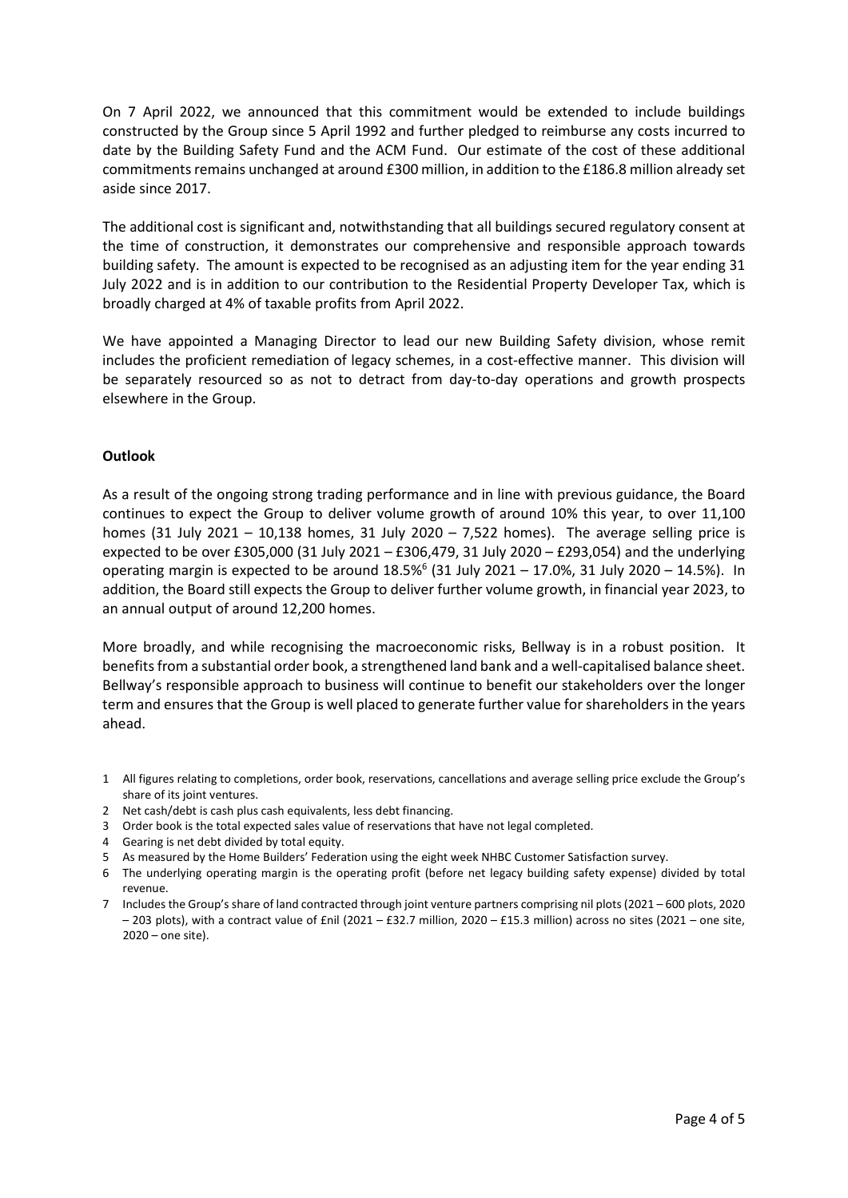On 7 April 2022, we announced that this commitment would be extended to include buildings constructed by the Group since 5 April 1992 and further pledged to reimburse any costs incurred to date by the Building Safety Fund and the ACM Fund. Our estimate of the cost of these additional commitments remains unchanged at around £300 million, in addition to the £186.8 million already set aside since 2017.

The additional cost is significant and, notwithstanding that all buildings secured regulatory consent at the time of construction, it demonstrates our comprehensive and responsible approach towards building safety. The amount is expected to be recognised as an adjusting item for the year ending 31 July 2022 and is in addition to our contribution to the Residential Property Developer Tax, which is broadly charged at 4% of taxable profits from April 2022.

We have appointed a Managing Director to lead our new Building Safety division, whose remit includes the proficient remediation of legacy schemes, in a cost-effective manner. This division will be separately resourced so as not to detract from day-to-day operations and growth prospects elsewhere in the Group.

**Outlook**

As a result of the ongoing strong trading performance and in line with previous guidance, the Board continues to expect the Group to deliver volume growth of around 10% this year, to over 11,100 homes (31 July 2021 – 10,138 homes, 31 July 2020 – 7,522 homes). The average selling price is expected to be over £305,000 (31 July 2021 – £306,479, 31 July 2020 – £293,054) and the underlying operating margin is expected to be around 18.5%[6] (31 July 2021 – 17.0%, 31 July 2020 – 14.5%). In addition, the Board still expects the Group to deliver further volume growth, in financial year 2023, to an annual output of around 12,200 homes.

More broadly, and while recognising the macroeconomic risks, Bellway is in a robust position. It benefits from a substantial order book, a strengthened land bank and a well-capitalised balance sheet. Bellway's responsible approach to business will continue to benefit our stakeholders over the longer term and ensures that the Group is well placed to generate further value for shareholders in the years ahead.

1 All figures relating to completions, order book, reservations, cancellations and average selling price exclude the Group's share of its joint ventures.

2 Net cash/debt is cash plus cash equivalents, less debt financing.

3 Order book is the total expected sales value of reservations that have not legal completed.

4 Gearing is net debt divided by total equity.

5 As measured by the Home Builders' Federation using the eight week NHBC Customer Satisfaction survey.

6 The underlying operating margin is the operating profit (before net legacy building safety expense) divided by total revenue.

7 Includes the Group's share of land contracted through joint venture partners comprising nil plots (2021 – 600 plots, 2020 – 203 plots), with a contract value of £nil (2021 – £32.7 million, 2020 – £15.3 million) across no sites (2021 – one site, 2020 – one site).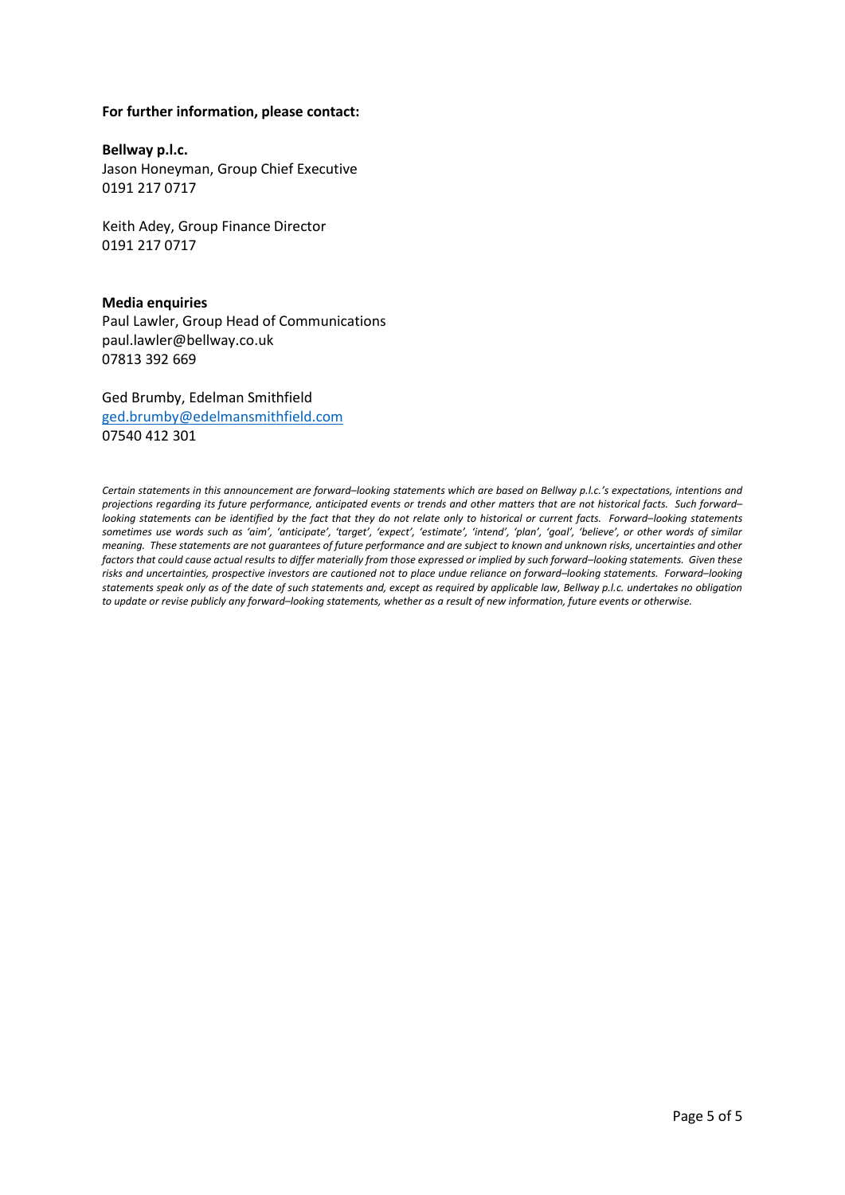**For further information, please contact:**

**Bellway p.l.c.**
Jason Honeyman, Group Chief Executive
0191 217 0717

Keith Adey, Group Finance Director
0191 217 0717

**Media enquiries**
Paul Lawler, Group Head of Communications
paul.lawler@bellway.co.uk
07813 392 669

Ged Brumby, Edelman Smithfield
ged.brumby@edelmansmithfield.com
07540 412 301

*Certain statements in this announcement are forward–looking statements which are based on Bellway p.l.c.'s expectations, intentions and projections regarding its future performance, anticipated events or trends and other matters that are not historical facts. Such forward–looking statements can be identified by the fact that they do not relate only to historical or current facts. Forward–looking statements sometimes use words such as 'aim', 'anticipate', 'target', 'expect', 'estimate', 'intend', 'plan', 'goal', 'believe', or other words of similar meaning. These statements are not guarantees of future performance and are subject to known and unknown risks, uncertainties and other factors that could cause actual results to differ materially from those expressed or implied by such forward–looking statements. Given these risks and uncertainties, prospective investors are cautioned not to place undue reliance on forward–looking statements. Forward–looking statements speak only as of the date of such statements and, except as required by applicable law, Bellway p.l.c. undertakes no obligation to update or revise publicly any forward–looking statements, whether as a result of new information, future events or otherwise.*